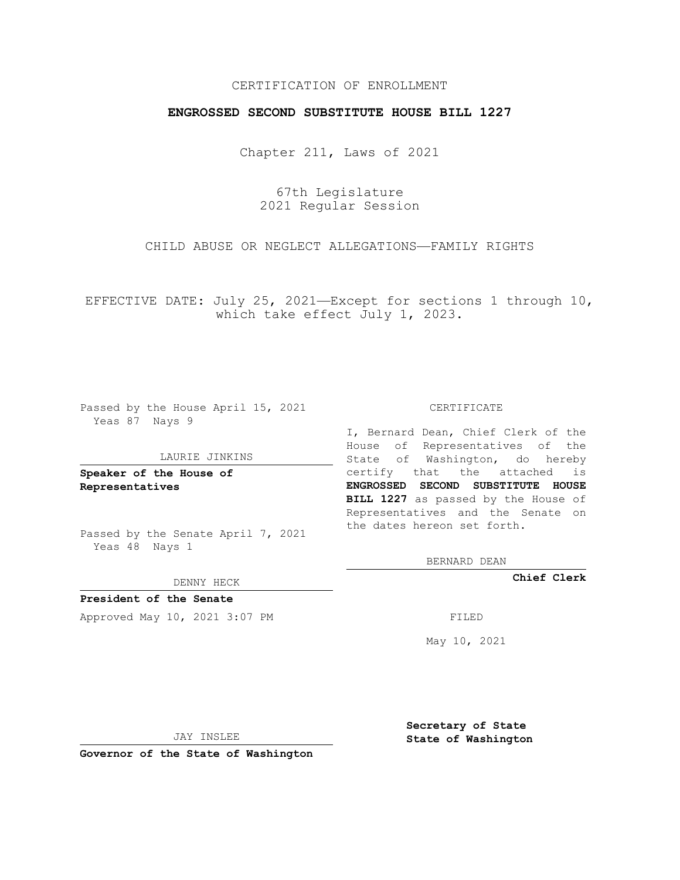CERTIFICATION OF ENROLLMENT

**ENGROSSED SECOND SUBSTITUTE HOUSE BILL 1227**

Chapter 211, Laws of 2021

67th Legislature
2021 Regular Session

CHILD ABUSE OR NEGLECT ALLEGATIONS—FAMILY RIGHTS

EFFECTIVE DATE: July 25, 2021—Except for sections 1 through 10, which take effect July 1, 2023.

Passed by the House April 15, 2021
Yeas 87 Nays 9

LAURIE JINKINS

**Speaker of the House of Representatives**

Passed by the Senate April 7, 2021
Yeas 48 Nays 1

DENNY HECK

**President of the Senate**

Approved May 10, 2021 3:07 PM

JAY INSLEE

**Governor of the State of Washington**

CERTIFICATE

I, Bernard Dean, Chief Clerk of the House of Representatives of the State of Washington, do hereby certify that the attached is **ENGROSSED SECOND SUBSTITUTE HOUSE BILL 1227** as passed by the House of Representatives and the Senate on the dates hereon set forth.

BERNARD DEAN

**Chief Clerk**

FILED

May 10, 2021

**Secretary of State**
**State of Washington**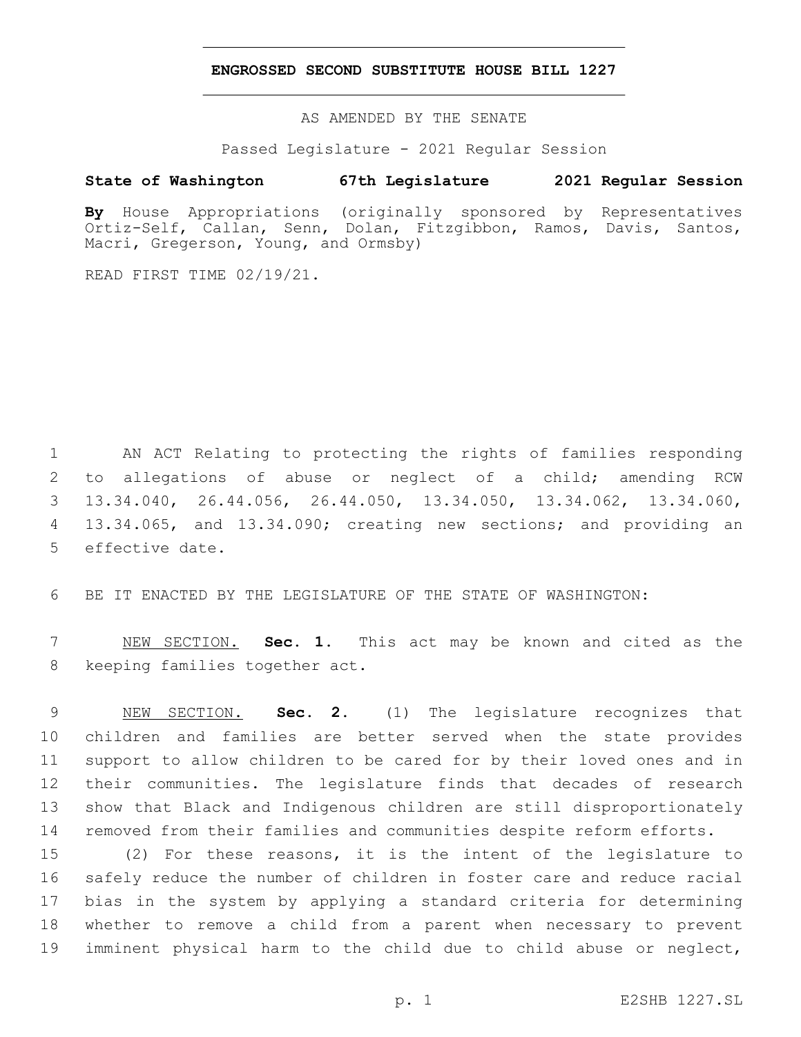# ENGROSSED SECOND SUBSTITUTE HOUSE BILL 1227

AS AMENDED BY THE SENATE

Passed Legislature - 2021 Regular Session

**State of Washington 67th Legislature 2021 Regular Session**

**By** House Appropriations (originally sponsored by Representatives Ortiz-Self, Callan, Senn, Dolan, Fitzgibbon, Ramos, Davis, Santos, Macri, Gregerson, Young, and Ormsby)

READ FIRST TIME 02/19/21.

AN ACT Relating to protecting the rights of families responding to allegations of abuse or neglect of a child; amending RCW 13.34.040, 26.44.056, 26.44.050, 13.34.050, 13.34.062, 13.34.060, 13.34.065, and 13.34.090; creating new sections; and providing an effective date.

BE IT ENACTED BY THE LEGISLATURE OF THE STATE OF WASHINGTON:

NEW SECTION. **Sec. 1.** This act may be known and cited as the keeping families together act.

NEW SECTION. **Sec. 2.** (1) The legislature recognizes that children and families are better served when the state provides support to allow children to be cared for by their loved ones and in their communities. The legislature finds that decades of research show that Black and Indigenous children are still disproportionately removed from their families and communities despite reform efforts.

(2) For these reasons, it is the intent of the legislature to safely reduce the number of children in foster care and reduce racial bias in the system by applying a standard criteria for determining whether to remove a child from a parent when necessary to prevent imminent physical harm to the child due to child abuse or neglect,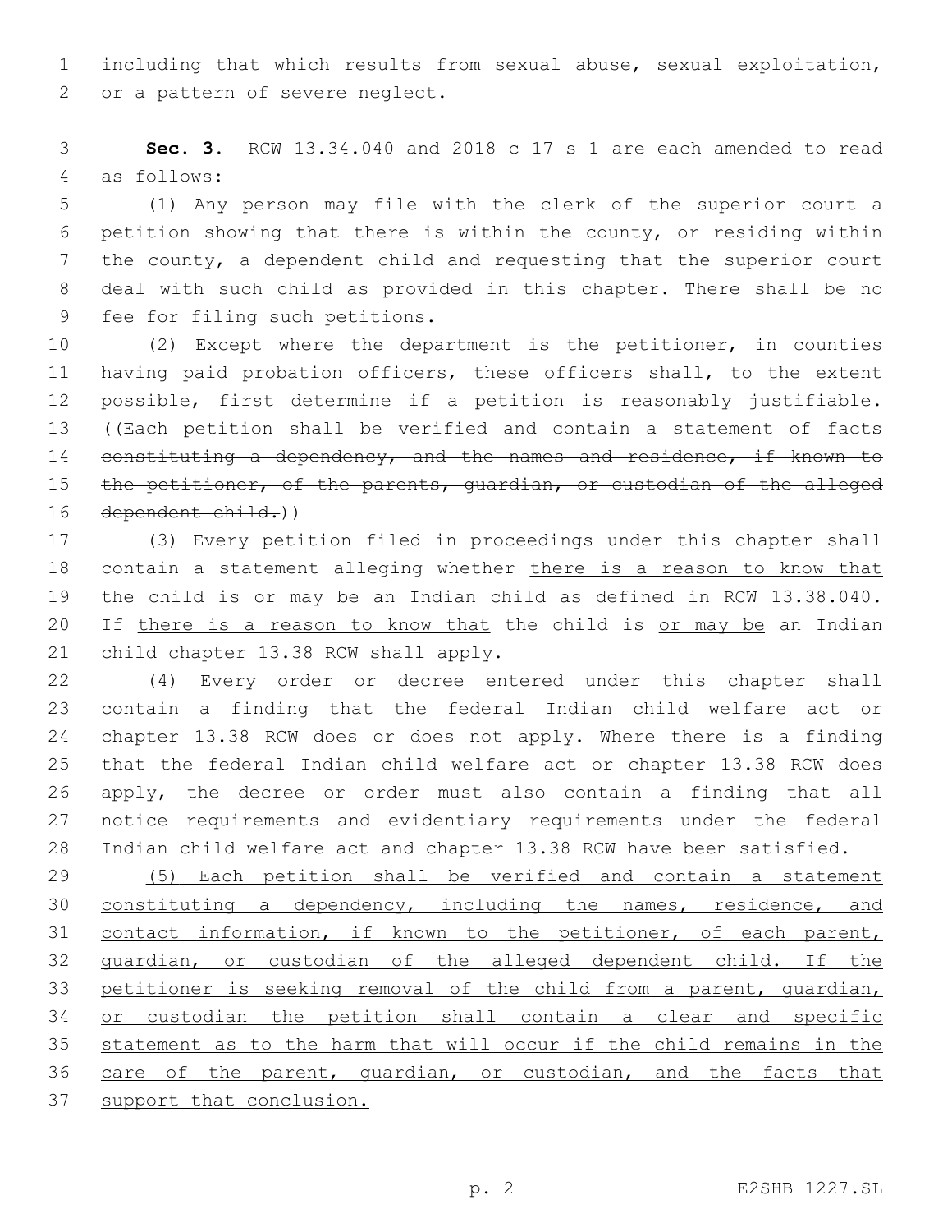including that which results from sexual abuse, sexual exploitation, or a pattern of severe neglect.

**Sec. 3.** RCW 13.34.040 and 2018 c 17 s 1 are each amended to read as follows:

(1) Any person may file with the clerk of the superior court a petition showing that there is within the county, or residing within the county, a dependent child and requesting that the superior court deal with such child as provided in this chapter. There shall be no fee for filing such petitions.

(2) Except where the department is the petitioner, in counties having paid probation officers, these officers shall, to the extent possible, first determine if a petition is reasonably justifiable. ((~~Each petition shall be verified and contain a statement of facts constituting a dependency, and the names and residence, if known to the petitioner, of the parents, guardian, or custodian of the alleged dependent child.~~))

(3) Every petition filed in proceedings under this chapter shall contain a statement alleging whether <u>there is a reason to know that</u> the child is or may be an Indian child as defined in RCW 13.38.040. If <u>there is a reason to know that</u> the child is <u>or may be</u> an Indian child chapter 13.38 RCW shall apply.

(4) Every order or decree entered under this chapter shall contain a finding that the federal Indian child welfare act or chapter 13.38 RCW does or does not apply. Where there is a finding that the federal Indian child welfare act or chapter 13.38 RCW does apply, the decree or order must also contain a finding that all notice requirements and evidentiary requirements under the federal Indian child welfare act and chapter 13.38 RCW have been satisfied.

<u>(5) Each petition shall be verified and contain a statement constituting a dependency, including the names, residence, and contact information, if known to the petitioner, of each parent, guardian, or custodian of the alleged dependent child. If the petitioner is seeking removal of the child from a parent, guardian, or custodian the petition shall contain a clear and specific statement as to the harm that will occur if the child remains in the care of the parent, guardian, or custodian, and the facts that support that conclusion.</u>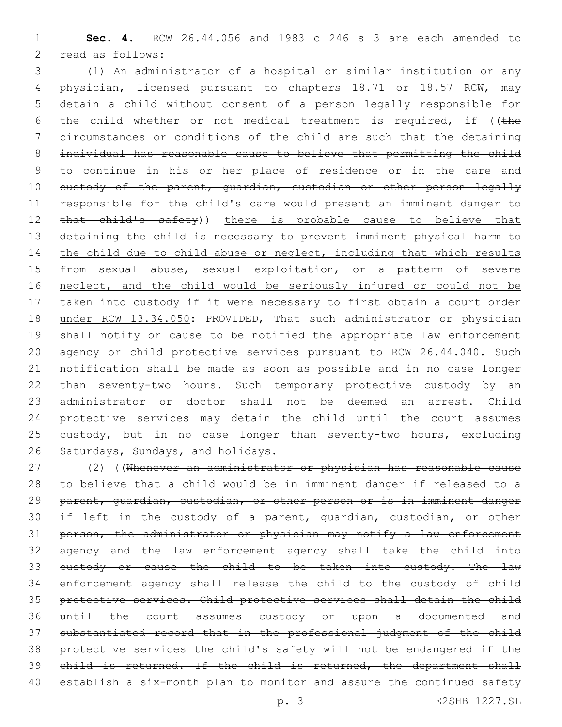**Sec. 4.** RCW 26.44.056 and 1983 c 246 s 3 are each amended to read as follows:

(1) An administrator of a hospital or similar institution or any physician, licensed pursuant to chapters 18.71 or 18.57 RCW, may detain a child without consent of a person legally responsible for the child whether or not medical treatment is required, if ((~~the circumstances or conditions of the child are such that the detaining individual has reasonable cause to believe that permitting the child to continue in his or her place of residence or in the care and custody of the parent, guardian, custodian or other person legally responsible for the child's care would present an imminent danger to that child's safety~~)) <u>there is probable cause to believe that detaining the child is necessary to prevent imminent physical harm to the child due to child abuse or neglect, including that which results from sexual abuse, sexual exploitation, or a pattern of severe neglect, and the child would be seriously injured or could not be taken into custody if it were necessary to first obtain a court order under RCW 13.34.050</u>: PROVIDED, That such administrator or physician shall notify or cause to be notified the appropriate law enforcement agency or child protective services pursuant to RCW 26.44.040. Such notification shall be made as soon as possible and in no case longer than seventy-two hours. Such temporary protective custody by an administrator or doctor shall not be deemed an arrest. Child protective services may detain the child until the court assumes custody, but in no case longer than seventy-two hours, excluding Saturdays, Sundays, and holidays.

(2) ((~~Whenever an administrator or physician has reasonable cause to believe that a child would be in imminent danger if released to a parent, guardian, custodian, or other person or is in imminent danger if left in the custody of a parent, guardian, custodian, or other person, the administrator or physician may notify a law enforcement agency and the law enforcement agency shall take the child into custody or cause the child to be taken into custody. The law enforcement agency shall release the child to the custody of child protective services. Child protective services shall detain the child until the court assumes custody or upon a documented and substantiated record that in the professional judgment of the child protective services the child's safety will not be endangered if the child is returned. If the child is returned, the department shall establish a six-month plan to monitor and assure the continued safety~~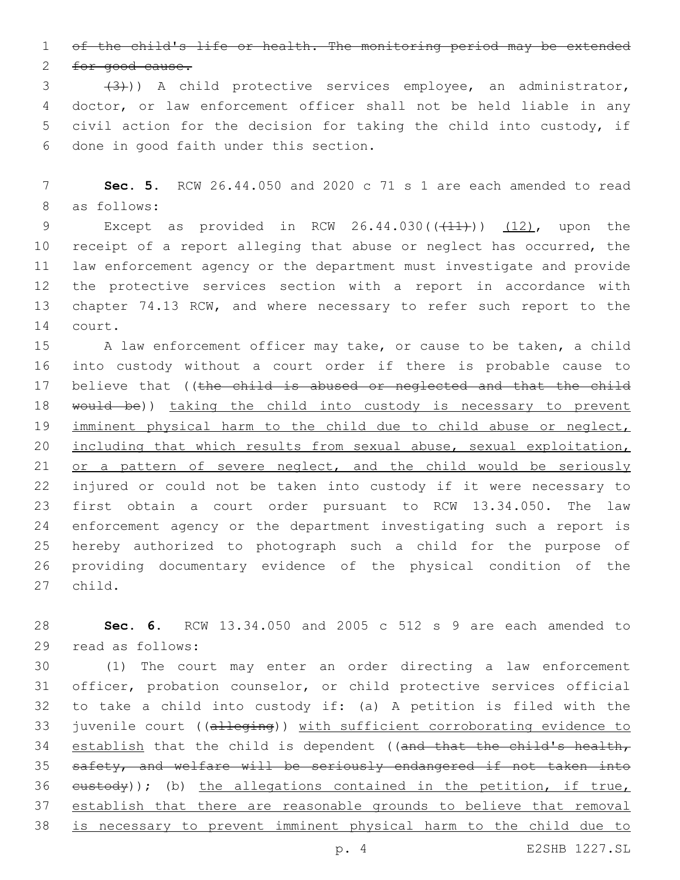~~of the child's life or health. The monitoring period may be extended for good cause.~~

~~(3)~~)) A child protective services employee, an administrator, doctor, or law enforcement officer shall not be held liable in any civil action for the decision for taking the child into custody, if done in good faith under this section.

**Sec. 5.** RCW 26.44.050 and 2020 c 71 s 1 are each amended to read as follows:

Except as provided in RCW 26.44.030((~~(11)~~)) <u>(12)</u>, upon the receipt of a report alleging that abuse or neglect has occurred, the law enforcement agency or the department must investigate and provide the protective services section with a report in accordance with chapter 74.13 RCW, and where necessary to refer such report to the court.

A law enforcement officer may take, or cause to be taken, a child into custody without a court order if there is probable cause to believe that ((~~the child is abused or neglected and that the child would be~~)) <u>taking the child into custody is necessary to prevent imminent physical harm to the child due to child abuse or neglect, including that which results from sexual abuse, sexual exploitation, or a pattern of severe neglect, and the child would be seriously</u> injured or could not be taken into custody if it were necessary to first obtain a court order pursuant to RCW 13.34.050. The law enforcement agency or the department investigating such a report is hereby authorized to photograph such a child for the purpose of providing documentary evidence of the physical condition of the child.

**Sec. 6.** RCW 13.34.050 and 2005 c 512 s 9 are each amended to read as follows:

(1) The court may enter an order directing a law enforcement officer, probation counselor, or child protective services official to take a child into custody if: (a) A petition is filed with the juvenile court ((~~alleging~~)) <u>with sufficient corroborating evidence to establish</u> that the child is dependent ((~~and that the child's health, safety, and welfare will be seriously endangered if not taken into custody~~)); (b) <u>the allegations contained in the petition, if true, establish that there are reasonable grounds to believe that removal is necessary to prevent imminent physical harm to the child due to</u>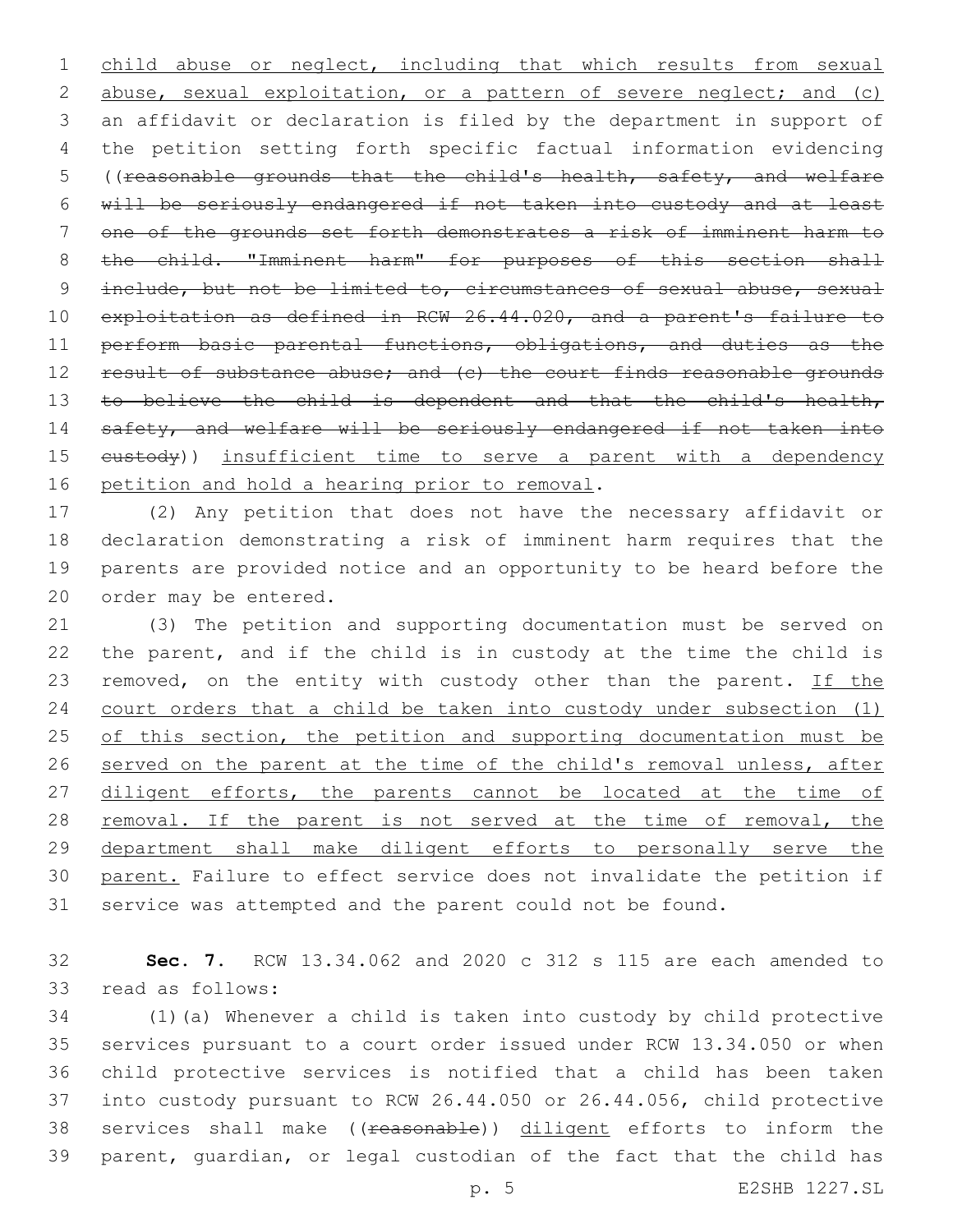child abuse or neglect, including that which results from sexual abuse, sexual exploitation, or a pattern of severe neglect; and (c) an affidavit or declaration is filed by the department in support of the petition setting forth specific factual information evidencing ((~~reasonable grounds that the child's health, safety, and welfare will be seriously endangered if not taken into custody and at least one of the grounds set forth demonstrates a risk of imminent harm to the child. "Imminent harm" for purposes of this section shall include, but not be limited to, circumstances of sexual abuse, sexual exploitation as defined in RCW 26.44.020, and a parent's failure to perform basic parental functions, obligations, and duties as the result of substance abuse; and (c) the court finds reasonable grounds to believe the child is dependent and that the child's health, safety, and welfare will be seriously endangered if not taken into custody~~)) <u>insufficient time to serve a parent with a dependency petition and hold a hearing prior to removal</u>.

(2) Any petition that does not have the necessary affidavit or declaration demonstrating a risk of imminent harm requires that the parents are provided notice and an opportunity to be heard before the order may be entered.

(3) The petition and supporting documentation must be served on the parent, and if the child is in custody at the time the child is removed, on the entity with custody other than the parent. <u>If the court orders that a child be taken into custody under subsection (1) of this section, the petition and supporting documentation must be served on the parent at the time of the child's removal unless, after diligent efforts, the parents cannot be located at the time of removal. If the parent is not served at the time of removal, the department shall make diligent efforts to personally serve the parent.</u> Failure to effect service does not invalidate the petition if service was attempted and the parent could not be found.

**Sec. 7.** RCW 13.34.062 and 2020 c 312 s 115 are each amended to read as follows:

(1)(a) Whenever a child is taken into custody by child protective services pursuant to a court order issued under RCW 13.34.050 or when child protective services is notified that a child has been taken into custody pursuant to RCW 26.44.050 or 26.44.056, child protective services shall make ((~~reasonable~~)) <u>diligent</u> efforts to inform the parent, guardian, or legal custodian of the fact that the child has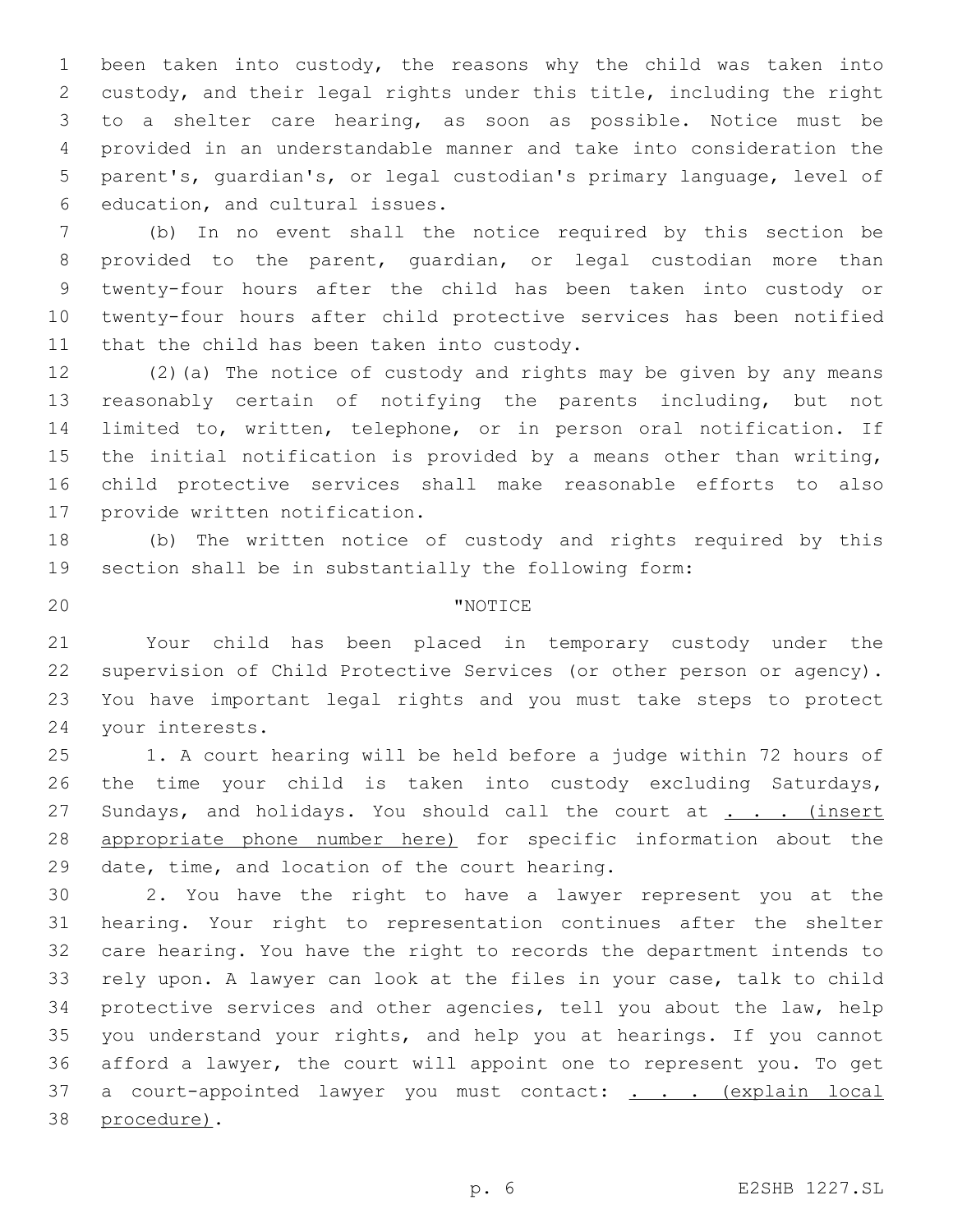been taken into custody, the reasons why the child was taken into custody, and their legal rights under this title, including the right to a shelter care hearing, as soon as possible. Notice must be provided in an understandable manner and take into consideration the parent's, guardian's, or legal custodian's primary language, level of education, and cultural issues.

(b) In no event shall the notice required by this section be provided to the parent, guardian, or legal custodian more than twenty-four hours after the child has been taken into custody or twenty-four hours after child protective services has been notified that the child has been taken into custody.

(2)(a) The notice of custody and rights may be given by any means reasonably certain of notifying the parents including, but not limited to, written, telephone, or in person oral notification. If the initial notification is provided by a means other than writing, child protective services shall make reasonable efforts to also provide written notification.

(b) The written notice of custody and rights required by this section shall be in substantially the following form:

"NOTICE

Your child has been placed in temporary custody under the supervision of Child Protective Services (or other person or agency). You have important legal rights and you must take steps to protect your interests.

1. A court hearing will be held before a judge within 72 hours of the time your child is taken into custody excluding Saturdays, Sundays, and holidays. You should call the court at . . . (insert appropriate phone number here) for specific information about the date, time, and location of the court hearing.

2. You have the right to have a lawyer represent you at the hearing. Your right to representation continues after the shelter care hearing. You have the right to records the department intends to rely upon. A lawyer can look at the files in your case, talk to child protective services and other agencies, tell you about the law, help you understand your rights, and help you at hearings. If you cannot afford a lawyer, the court will appoint one to represent you. To get a court-appointed lawyer you must contact: . . . (explain local procedure).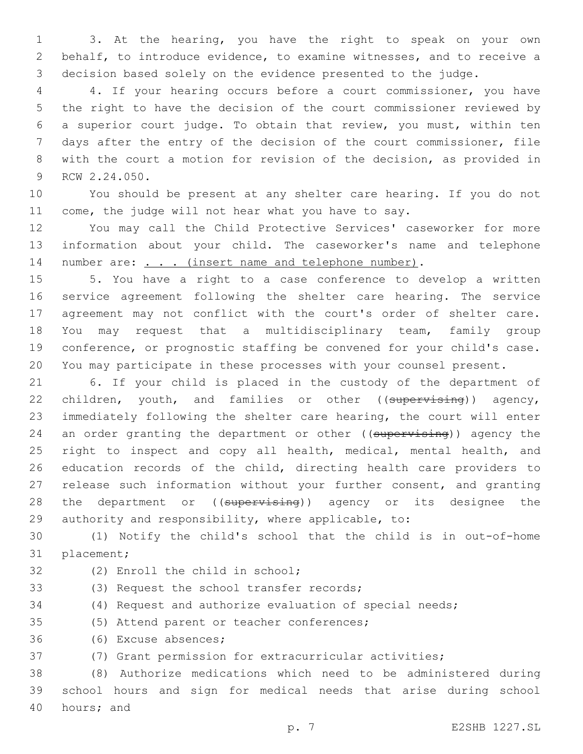3. At the hearing, you have the right to speak on your own behalf, to introduce evidence, to examine witnesses, and to receive a decision based solely on the evidence presented to the judge.

4. If your hearing occurs before a court commissioner, you have the right to have the decision of the court commissioner reviewed by a superior court judge. To obtain that review, you must, within ten days after the entry of the decision of the court commissioner, file with the court a motion for revision of the decision, as provided in RCW 2.24.050.

You should be present at any shelter care hearing. If you do not come, the judge will not hear what you have to say.

You may call the Child Protective Services' caseworker for more information about your child. The caseworker's name and telephone number are: <u>. . . (insert name and telephone number)</u>.

5. You have a right to a case conference to develop a written service agreement following the shelter care hearing. The service agreement may not conflict with the court's order of shelter care. You may request that a multidisciplinary team, family group conference, or prognostic staffing be convened for your child's case. You may participate in these processes with your counsel present.

6. If your child is placed in the custody of the department of children, youth, and families or other ((~~supervising~~)) agency, immediately following the shelter care hearing, the court will enter an order granting the department or other ((~~supervising~~)) agency the right to inspect and copy all health, medical, mental health, and education records of the child, directing health care providers to release such information without your further consent, and granting the department or ((~~supervising~~)) agency or its designee the authority and responsibility, where applicable, to:

(1) Notify the child's school that the child is in out-of-home placement;

(2) Enroll the child in school;

(3) Request the school transfer records;

(4) Request and authorize evaluation of special needs;

(5) Attend parent or teacher conferences;

(6) Excuse absences;

(7) Grant permission for extracurricular activities;

(8) Authorize medications which need to be administered during school hours and sign for medical needs that arise during school hours; and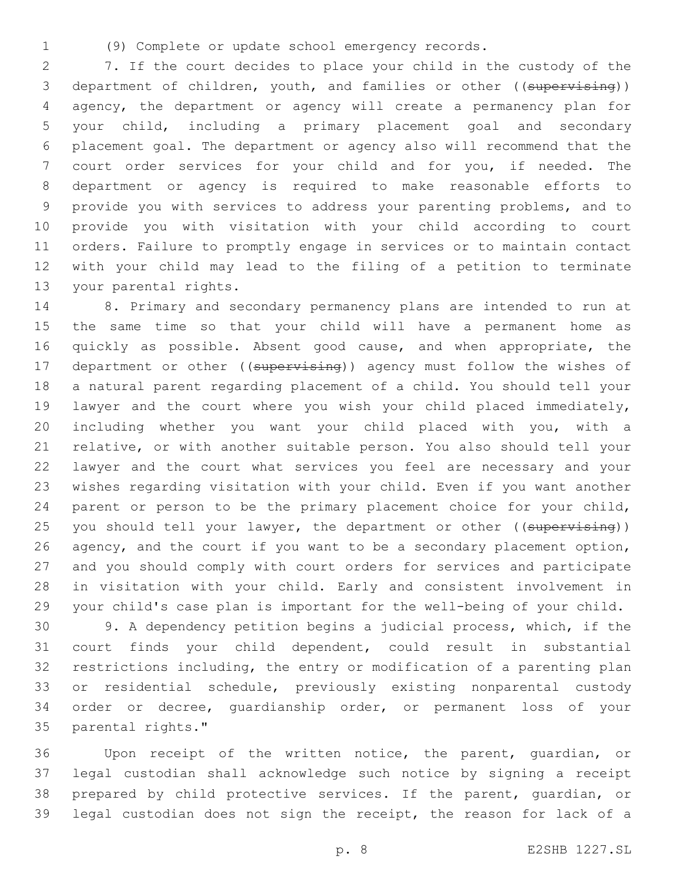(9) Complete or update school emergency records.

7. If the court decides to place your child in the custody of the department of children, youth, and families or other ((~~supervising~~)) agency, the department or agency will create a permanency plan for your child, including a primary placement goal and secondary placement goal. The department or agency also will recommend that the court order services for your child and for you, if needed. The department or agency is required to make reasonable efforts to provide you with services to address your parenting problems, and to provide you with visitation with your child according to court orders. Failure to promptly engage in services or to maintain contact with your child may lead to the filing of a petition to terminate your parental rights.

8. Primary and secondary permanency plans are intended to run at the same time so that your child will have a permanent home as quickly as possible. Absent good cause, and when appropriate, the department or other ((~~supervising~~)) agency must follow the wishes of a natural parent regarding placement of a child. You should tell your lawyer and the court where you wish your child placed immediately, including whether you want your child placed with you, with a relative, or with another suitable person. You also should tell your lawyer and the court what services you feel are necessary and your wishes regarding visitation with your child. Even if you want another parent or person to be the primary placement choice for your child, you should tell your lawyer, the department or other ((~~supervising~~)) agency, and the court if you want to be a secondary placement option, and you should comply with court orders for services and participate in visitation with your child. Early and consistent involvement in your child's case plan is important for the well-being of your child.

9. A dependency petition begins a judicial process, which, if the court finds your child dependent, could result in substantial restrictions including, the entry or modification of a parenting plan or residential schedule, previously existing nonparental custody order or decree, guardianship order, or permanent loss of your parental rights."

Upon receipt of the written notice, the parent, guardian, or legal custodian shall acknowledge such notice by signing a receipt prepared by child protective services. If the parent, guardian, or legal custodian does not sign the receipt, the reason for lack of a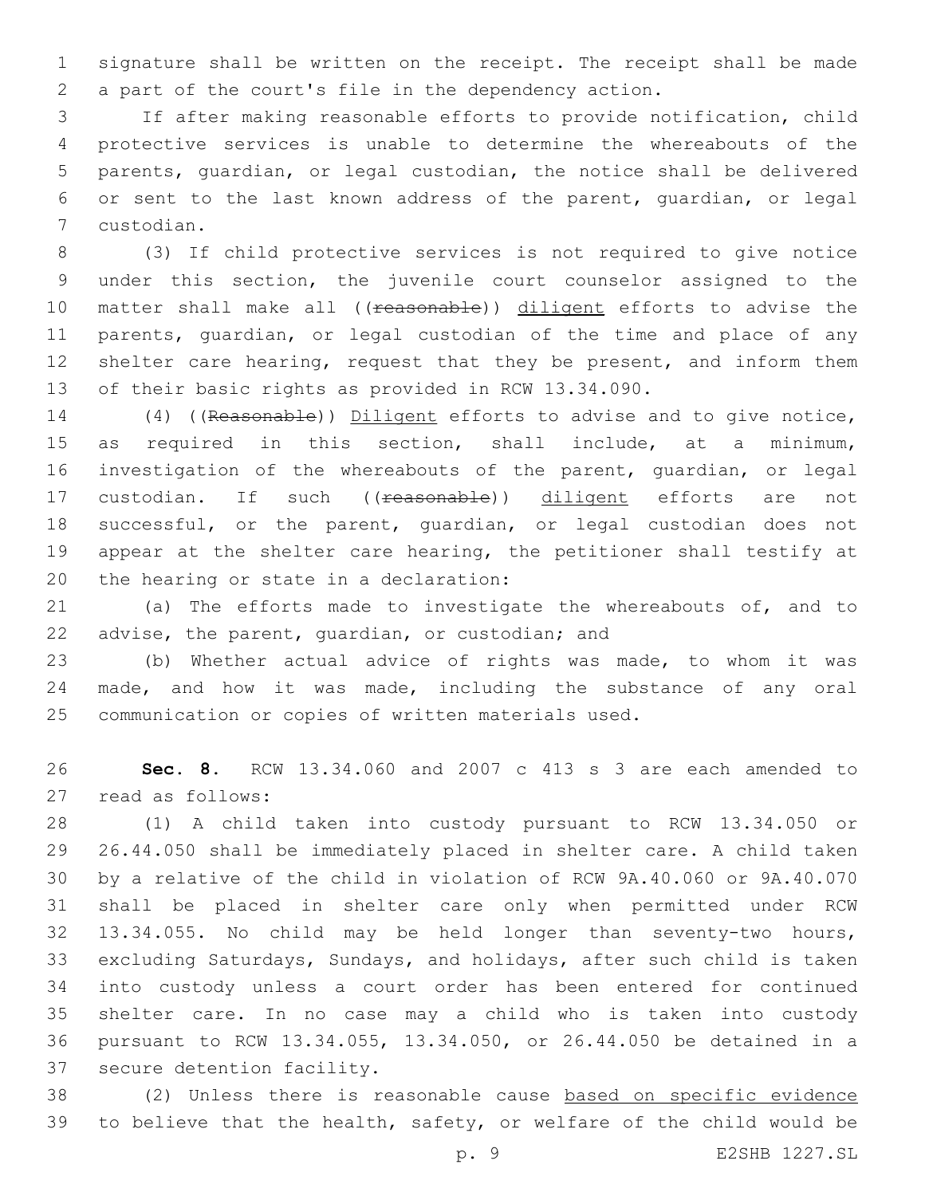signature shall be written on the receipt. The receipt shall be made a part of the court's file in the dependency action.

If after making reasonable efforts to provide notification, child protective services is unable to determine the whereabouts of the parents, guardian, or legal custodian, the notice shall be delivered or sent to the last known address of the parent, guardian, or legal custodian.

(3) If child protective services is not required to give notice under this section, the juvenile court counselor assigned to the matter shall make all ((~~reasonable~~)) diligent efforts to advise the parents, guardian, or legal custodian of the time and place of any shelter care hearing, request that they be present, and inform them of their basic rights as provided in RCW 13.34.090.

(4) ((~~Reasonable~~)) Diligent efforts to advise and to give notice, as required in this section, shall include, at a minimum, investigation of the whereabouts of the parent, guardian, or legal custodian. If such ((~~reasonable~~)) diligent efforts are not successful, or the parent, guardian, or legal custodian does not appear at the shelter care hearing, the petitioner shall testify at the hearing or state in a declaration:

(a) The efforts made to investigate the whereabouts of, and to advise, the parent, guardian, or custodian; and

(b) Whether actual advice of rights was made, to whom it was made, and how it was made, including the substance of any oral communication or copies of written materials used.

**Sec. 8.** RCW 13.34.060 and 2007 c 413 s 3 are each amended to read as follows:

(1) A child taken into custody pursuant to RCW 13.34.050 or 26.44.050 shall be immediately placed in shelter care. A child taken by a relative of the child in violation of RCW 9A.40.060 or 9A.40.070 shall be placed in shelter care only when permitted under RCW 13.34.055. No child may be held longer than seventy-two hours, excluding Saturdays, Sundays, and holidays, after such child is taken into custody unless a court order has been entered for continued shelter care. In no case may a child who is taken into custody pursuant to RCW 13.34.055, 13.34.050, or 26.44.050 be detained in a secure detention facility.

(2) Unless there is reasonable cause based on specific evidence to believe that the health, safety, or welfare of the child would be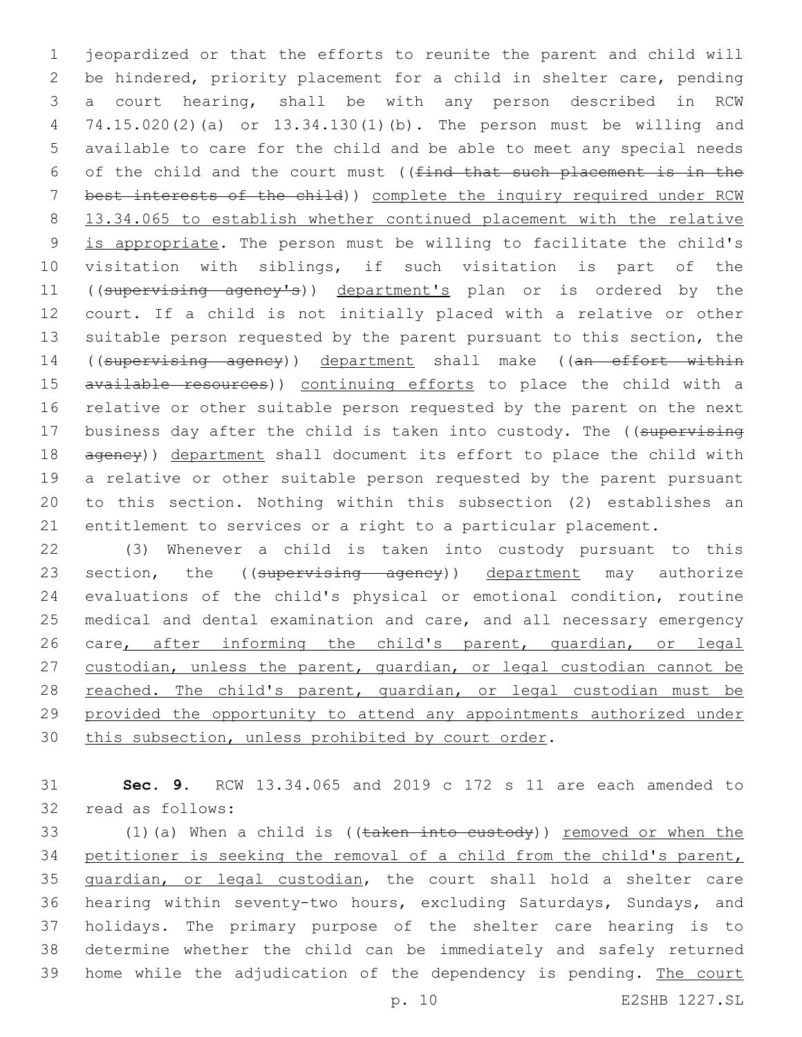jeopardized or that the efforts to reunite the parent and child will be hindered, priority placement for a child in shelter care, pending a court hearing, shall be with any person described in RCW 74.15.020(2)(a) or 13.34.130(1)(b). The person must be willing and available to care for the child and be able to meet any special needs of the child and the court must ((~~find that such placement is in the best interests of the child~~)) <u>complete the inquiry required under RCW 13.34.065 to establish whether continued placement with the relative is appropriate</u>. The person must be willing to facilitate the child's visitation with siblings, if such visitation is part of the ((~~supervising agency's~~)) <u>department's</u> plan or is ordered by the court. If a child is not initially placed with a relative or other suitable person requested by the parent pursuant to this section, the ((~~supervising agency~~)) <u>department</u> shall make ((~~an effort within available resources~~)) <u>continuing efforts</u> to place the child with a relative or other suitable person requested by the parent on the next business day after the child is taken into custody. The ((~~supervising agency~~)) <u>department</u> shall document its effort to place the child with a relative or other suitable person requested by the parent pursuant to this section. Nothing within this subsection (2) establishes an entitlement to services or a right to a particular placement.

(3) Whenever a child is taken into custody pursuant to this section, the ((~~supervising agency~~)) <u>department</u> may authorize evaluations of the child's physical or emotional condition, routine medical and dental examination and care, and all necessary emergency care<u>, after informing the child's parent, guardian, or legal custodian, unless the parent, guardian, or legal custodian cannot be reached. The child's parent, guardian, or legal custodian must be provided the opportunity to attend any appointments authorized under this subsection, unless prohibited by court order</u>.

**Sec. 9.** RCW 13.34.065 and 2019 c 172 s 11 are each amended to read as follows:

(1)(a) When a child is ((~~taken into custody~~)) <u>removed or when the petitioner is seeking the removal of a child from the child's parent, guardian, or legal custodian</u>, the court shall hold a shelter care hearing within seventy-two hours, excluding Saturdays, Sundays, and holidays. The primary purpose of the shelter care hearing is to determine whether the child can be immediately and safely returned home while the adjudication of the dependency is pending. <u>The court</u>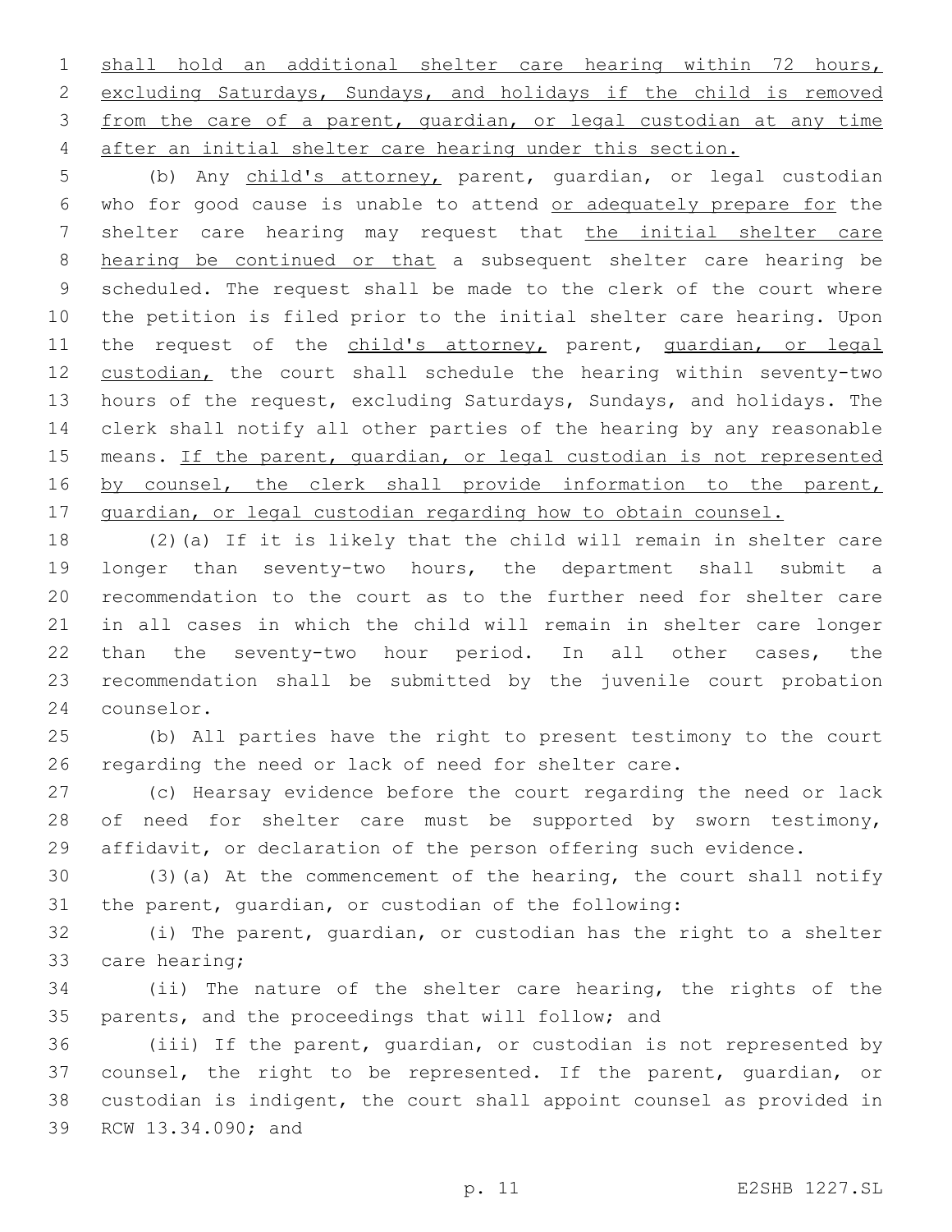shall hold an additional shelter care hearing within 72 hours, excluding Saturdays, Sundays, and holidays if the child is removed from the care of a parent, guardian, or legal custodian at any time after an initial shelter care hearing under this section.

(b) Any child's attorney, parent, guardian, or legal custodian who for good cause is unable to attend or adequately prepare for the shelter care hearing may request that the initial shelter care hearing be continued or that a subsequent shelter care hearing be scheduled. The request shall be made to the clerk of the court where the petition is filed prior to the initial shelter care hearing. Upon the request of the child's attorney, parent, guardian, or legal custodian, the court shall schedule the hearing within seventy-two hours of the request, excluding Saturdays, Sundays, and holidays. The clerk shall notify all other parties of the hearing by any reasonable means. If the parent, guardian, or legal custodian is not represented by counsel, the clerk shall provide information to the parent, guardian, or legal custodian regarding how to obtain counsel.

(2)(a) If it is likely that the child will remain in shelter care longer than seventy-two hours, the department shall submit a recommendation to the court as to the further need for shelter care in all cases in which the child will remain in shelter care longer than the seventy-two hour period. In all other cases, the recommendation shall be submitted by the juvenile court probation counselor.

(b) All parties have the right to present testimony to the court regarding the need or lack of need for shelter care.

(c) Hearsay evidence before the court regarding the need or lack of need for shelter care must be supported by sworn testimony, affidavit, or declaration of the person offering such evidence.

(3)(a) At the commencement of the hearing, the court shall notify the parent, guardian, or custodian of the following:

(i) The parent, guardian, or custodian has the right to a shelter care hearing;

(ii) The nature of the shelter care hearing, the rights of the parents, and the proceedings that will follow; and

(iii) If the parent, guardian, or custodian is not represented by counsel, the right to be represented. If the parent, guardian, or custodian is indigent, the court shall appoint counsel as provided in RCW 13.34.090; and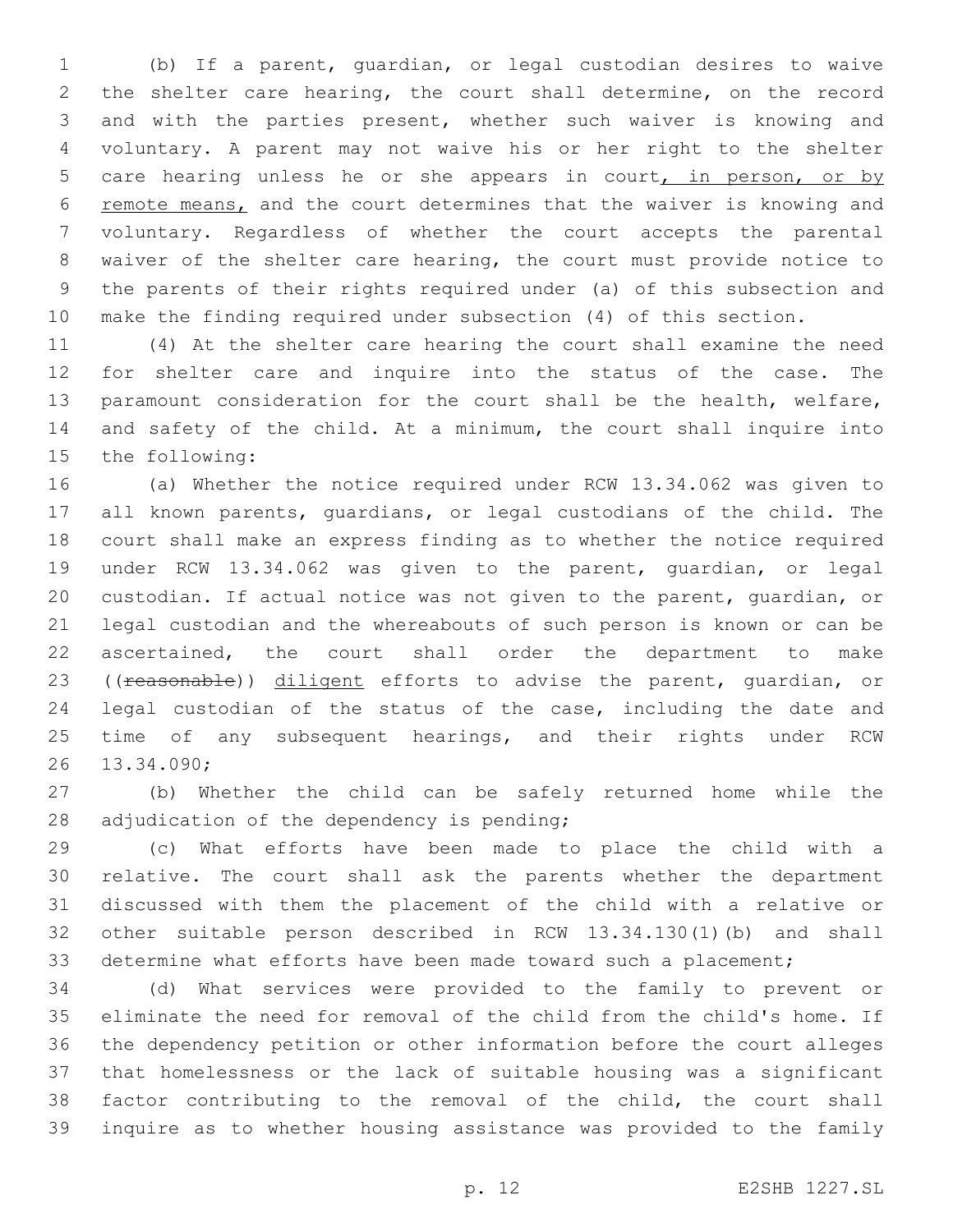(b) If a parent, guardian, or legal custodian desires to waive the shelter care hearing, the court shall determine, on the record and with the parties present, whether such waiver is knowing and voluntary. A parent may not waive his or her right to the shelter care hearing unless he or she appears in court, in person, or by remote means, and the court determines that the waiver is knowing and voluntary. Regardless of whether the court accepts the parental waiver of the shelter care hearing, the court must provide notice to the parents of their rights required under (a) of this subsection and make the finding required under subsection (4) of this section.

(4) At the shelter care hearing the court shall examine the need for shelter care and inquire into the status of the case. The paramount consideration for the court shall be the health, welfare, and safety of the child. At a minimum, the court shall inquire into the following:

(a) Whether the notice required under RCW 13.34.062 was given to all known parents, guardians, or legal custodians of the child. The court shall make an express finding as to whether the notice required under RCW 13.34.062 was given to the parent, guardian, or legal custodian. If actual notice was not given to the parent, guardian, or legal custodian and the whereabouts of such person is known or can be ascertained, the court shall order the department to make ((~~reasonable~~)) diligent efforts to advise the parent, guardian, or legal custodian of the status of the case, including the date and time of any subsequent hearings, and their rights under RCW 13.34.090;

(b) Whether the child can be safely returned home while the adjudication of the dependency is pending;

(c) What efforts have been made to place the child with a relative. The court shall ask the parents whether the department discussed with them the placement of the child with a relative or other suitable person described in RCW 13.34.130(1)(b) and shall determine what efforts have been made toward such a placement;

(d) What services were provided to the family to prevent or eliminate the need for removal of the child from the child's home. If the dependency petition or other information before the court alleges that homelessness or the lack of suitable housing was a significant factor contributing to the removal of the child, the court shall inquire as to whether housing assistance was provided to the family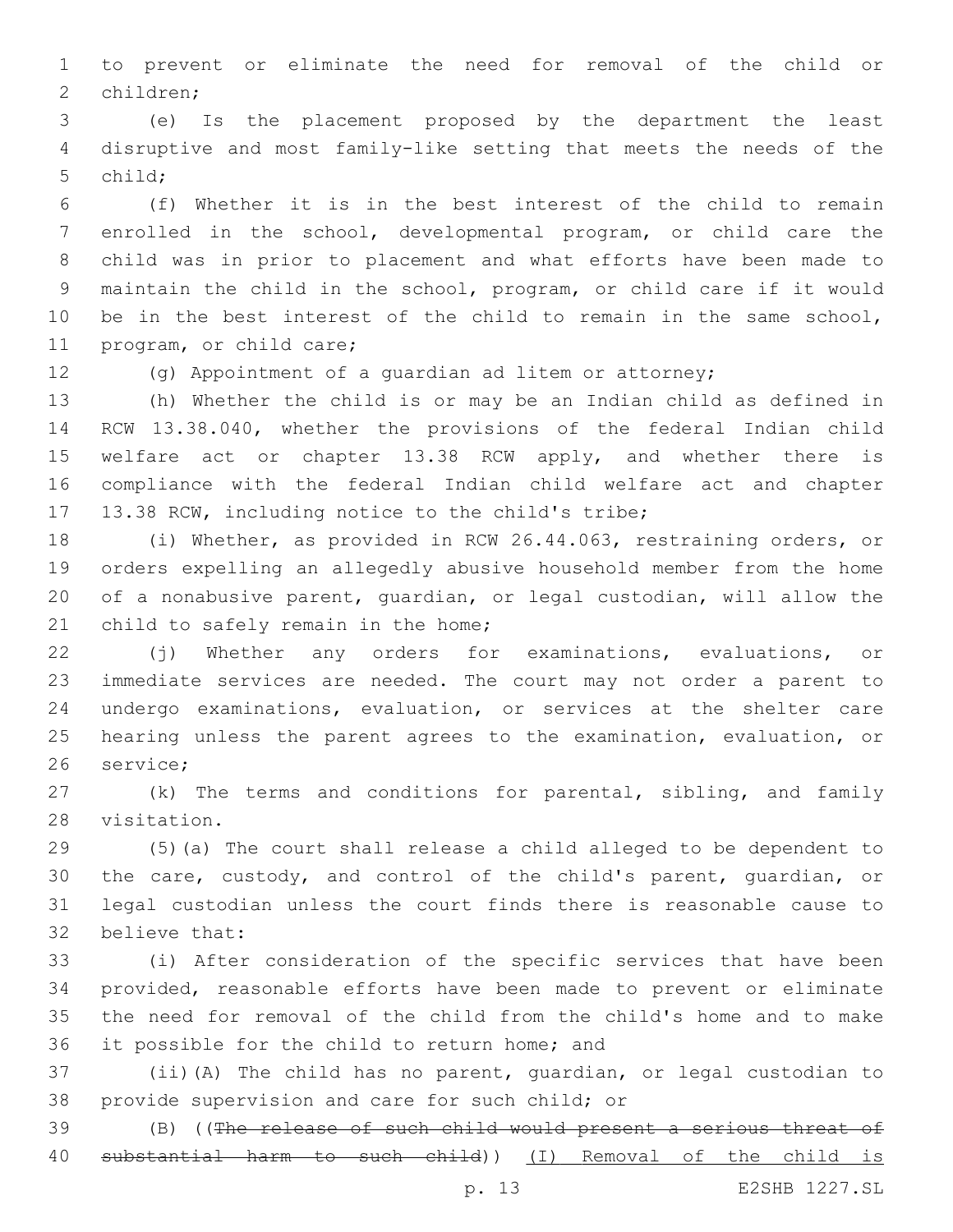to prevent or eliminate the need for removal of the child or children;

(e) Is the placement proposed by the department the least disruptive and most family-like setting that meets the needs of the child;

(f) Whether it is in the best interest of the child to remain enrolled in the school, developmental program, or child care the child was in prior to placement and what efforts have been made to maintain the child in the school, program, or child care if it would be in the best interest of the child to remain in the same school, program, or child care;

(g) Appointment of a guardian ad litem or attorney;

(h) Whether the child is or may be an Indian child as defined in RCW 13.38.040, whether the provisions of the federal Indian child welfare act or chapter 13.38 RCW apply, and whether there is compliance with the federal Indian child welfare act and chapter 13.38 RCW, including notice to the child's tribe;

(i) Whether, as provided in RCW 26.44.063, restraining orders, or orders expelling an allegedly abusive household member from the home of a nonabusive parent, guardian, or legal custodian, will allow the child to safely remain in the home;

(j) Whether any orders for examinations, evaluations, or immediate services are needed. The court may not order a parent to undergo examinations, evaluation, or services at the shelter care hearing unless the parent agrees to the examination, evaluation, or service;

(k) The terms and conditions for parental, sibling, and family visitation.

(5)(a) The court shall release a child alleged to be dependent to the care, custody, and control of the child's parent, guardian, or legal custodian unless the court finds there is reasonable cause to believe that:

(i) After consideration of the specific services that have been provided, reasonable efforts have been made to prevent or eliminate the need for removal of the child from the child's home and to make it possible for the child to return home; and

(ii)(A) The child has no parent, guardian, or legal custodian to provide supervision and care for such child; or

(B) ((~~The release of such child would present a serious threat of substantial harm to such child~~)) <u>(I) Removal of the child is</u>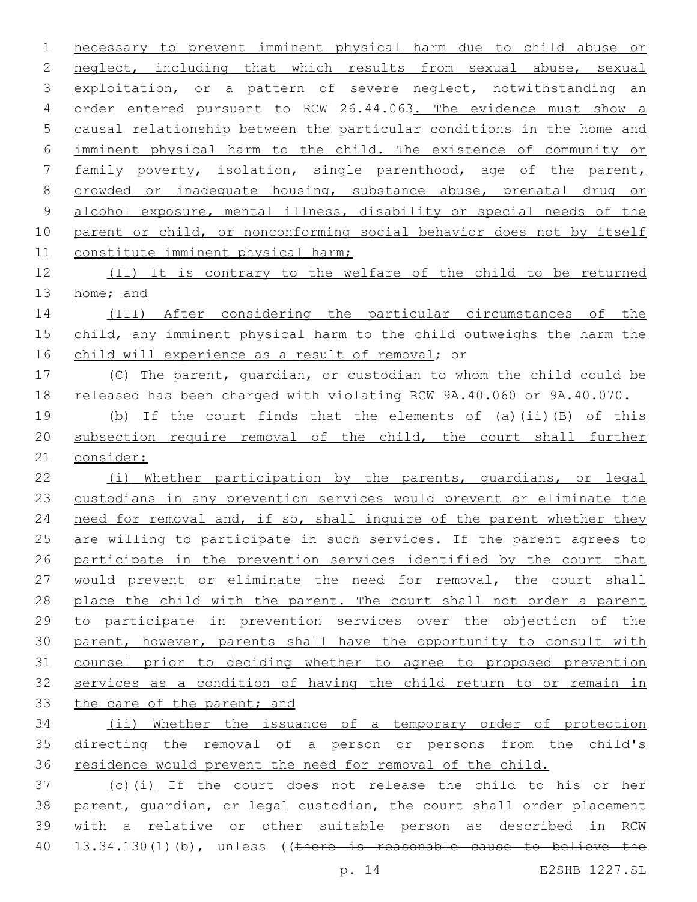necessary to prevent imminent physical harm due to child abuse or neglect, including that which results from sexual abuse, sexual exploitation, or a pattern of severe neglect, notwithstanding an order entered pursuant to RCW 26.44.063. The evidence must show a causal relationship between the particular conditions in the home and imminent physical harm to the child. The existence of community or family poverty, isolation, single parenthood, age of the parent, crowded or inadequate housing, substance abuse, prenatal drug or alcohol exposure, mental illness, disability or special needs of the parent or child, or nonconforming social behavior does not by itself constitute imminent physical harm;

(II) It is contrary to the welfare of the child to be returned home; and

(III) After considering the particular circumstances of the child, any imminent physical harm to the child outweighs the harm the child will experience as a result of removal; or

(C) The parent, guardian, or custodian to whom the child could be released has been charged with violating RCW 9A.40.060 or 9A.40.070.

(b) If the court finds that the elements of (a)(ii)(B) of this subsection require removal of the child, the court shall further consider:

(i) Whether participation by the parents, guardians, or legal custodians in any prevention services would prevent or eliminate the need for removal and, if so, shall inquire of the parent whether they are willing to participate in such services. If the parent agrees to participate in the prevention services identified by the court that would prevent or eliminate the need for removal, the court shall place the child with the parent. The court shall not order a parent to participate in prevention services over the objection of the parent, however, parents shall have the opportunity to consult with counsel prior to deciding whether to agree to proposed prevention services as a condition of having the child return to or remain in the care of the parent; and

(ii) Whether the issuance of a temporary order of protection directing the removal of a person or persons from the child's residence would prevent the need for removal of the child.

(c)(i) If the court does not release the child to his or her parent, guardian, or legal custodian, the court shall order placement with a relative or other suitable person as described in RCW 13.34.130(1)(b), unless ((~~there is reasonable cause to believe the~~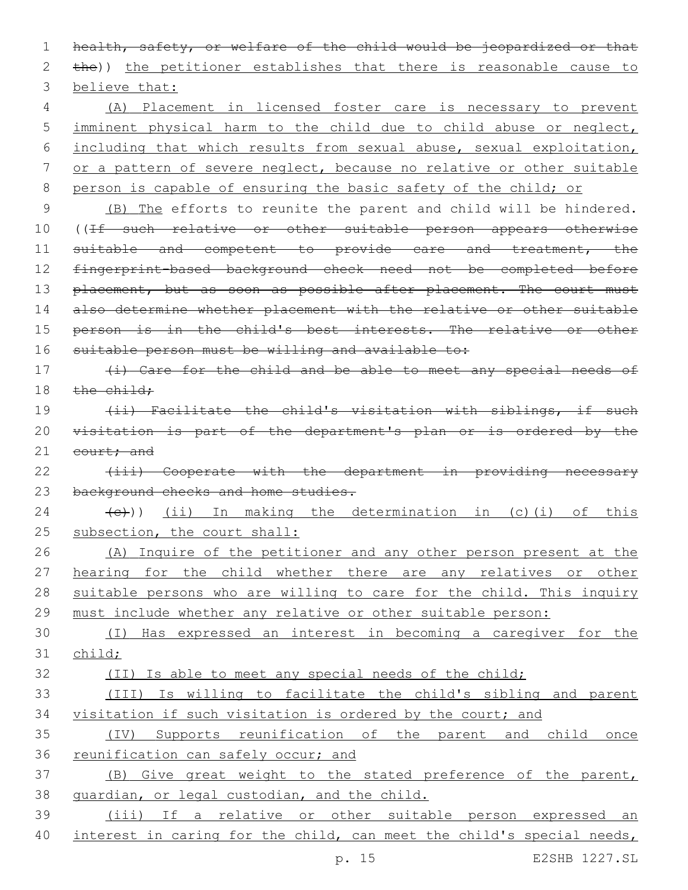~~health, safety, or welfare of the child would be jeopardized or that the~~)) the petitioner establishes that there is reasonable cause to believe that:

(A) Placement in licensed foster care is necessary to prevent imminent physical harm to the child due to child abuse or neglect, including that which results from sexual abuse, sexual exploitation, or a pattern of severe neglect, because no relative or other suitable person is capable of ensuring the basic safety of the child; or

(B) The efforts to reunite the parent and child will be hindered. ((~~If such relative or other suitable person appears otherwise suitable and competent to provide care and treatment, the fingerprint-based background check need not be completed before placement, but as soon as possible after placement. The court must also determine whether placement with the relative or other suitable person is in the child's best interests. The relative or other suitable person must be willing and available to:~~

~~(i) Care for the child and be able to meet any special needs of the child;~~

~~(ii) Facilitate the child's visitation with siblings, if such visitation is part of the department's plan or is ordered by the court; and~~

~~(iii) Cooperate with the department in providing necessary background checks and home studies.~~

~~(c)~~)) (ii) In making the determination in (c)(i) of this subsection, the court shall:

(A) Inquire of the petitioner and any other person present at the hearing for the child whether there are any relatives or other suitable persons who are willing to care for the child. This inquiry must include whether any relative or other suitable person:

(I) Has expressed an interest in becoming a caregiver for the child;

(II) Is able to meet any special needs of the child;

(III) Is willing to facilitate the child's sibling and parent visitation if such visitation is ordered by the court; and

(IV) Supports reunification of the parent and child once reunification can safely occur; and

(B) Give great weight to the stated preference of the parent, guardian, or legal custodian, and the child.

(iii) If a relative or other suitable person expressed an interest in caring for the child, can meet the child's special needs,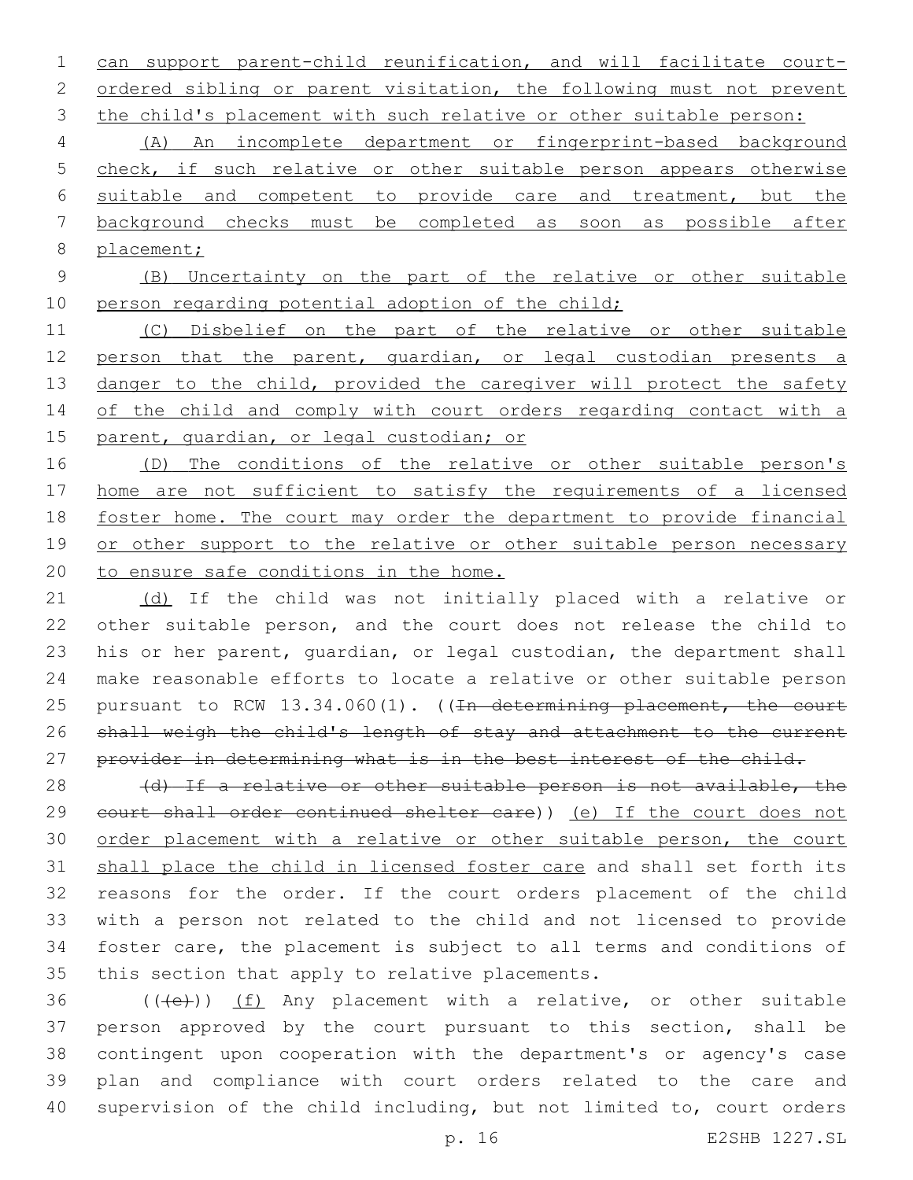can support parent-child reunification, and will facilitate court-ordered sibling or parent visitation, the following must not prevent the child's placement with such relative or other suitable person:

(A) An incomplete department or fingerprint-based background check, if such relative or other suitable person appears otherwise suitable and competent to provide care and treatment, but the background checks must be completed as soon as possible after placement;

(B) Uncertainty on the part of the relative or other suitable person regarding potential adoption of the child;

(C) Disbelief on the part of the relative or other suitable person that the parent, guardian, or legal custodian presents a danger to the child, provided the caregiver will protect the safety of the child and comply with court orders regarding contact with a parent, guardian, or legal custodian; or

(D) The conditions of the relative or other suitable person's home are not sufficient to satisfy the requirements of a licensed foster home. The court may order the department to provide financial or other support to the relative or other suitable person necessary to ensure safe conditions in the home.

(d) If the child was not initially placed with a relative or other suitable person, and the court does not release the child to his or her parent, guardian, or legal custodian, the department shall make reasonable efforts to locate a relative or other suitable person pursuant to RCW 13.34.060(1). ((~~In determining placement, the court shall weigh the child's length of stay and attachment to the current provider in determining what is in the best interest of the child.~~

~~(d) If a relative or other suitable person is not available, the court shall order continued shelter care~~)) (e) If the court does not order placement with a relative or other suitable person, the court shall place the child in licensed foster care and shall set forth its reasons for the order. If the court orders placement of the child with a person not related to the child and not licensed to provide foster care, the placement is subject to all terms and conditions of this section that apply to relative placements.

((~~(e)~~)) (f) Any placement with a relative, or other suitable person approved by the court pursuant to this section, shall be contingent upon cooperation with the department's or agency's case plan and compliance with court orders related to the care and supervision of the child including, but not limited to, court orders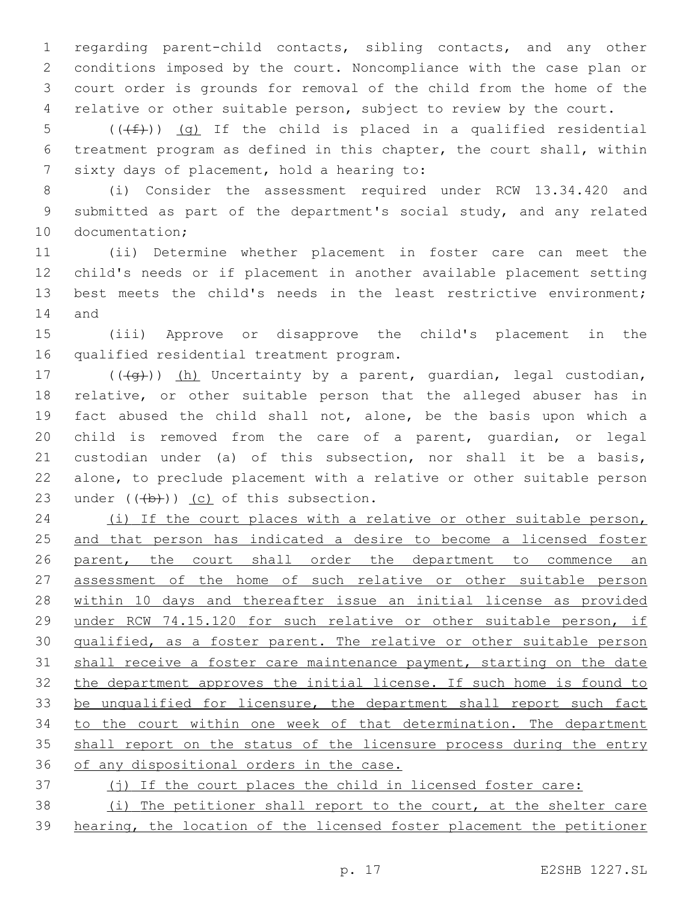regarding parent-child contacts, sibling contacts, and any other conditions imposed by the court. Noncompliance with the case plan or court order is grounds for removal of the child from the home of the relative or other suitable person, subject to review by the court.

((~~(f)~~)) <u>(g)</u> If the child is placed in a qualified residential treatment program as defined in this chapter, the court shall, within sixty days of placement, hold a hearing to:

(i) Consider the assessment required under RCW 13.34.420 and submitted as part of the department's social study, and any related documentation;

(ii) Determine whether placement in foster care can meet the child's needs or if placement in another available placement setting best meets the child's needs in the least restrictive environment; and

(iii) Approve or disapprove the child's placement in the qualified residential treatment program.

((~~(g)~~)) <u>(h)</u> Uncertainty by a parent, guardian, legal custodian, relative, or other suitable person that the alleged abuser has in fact abused the child shall not, alone, be the basis upon which a child is removed from the care of a parent, guardian, or legal custodian under (a) of this subsection, nor shall it be a basis, alone, to preclude placement with a relative or other suitable person under ((~~(b)~~)) <u>(c)</u> of this subsection.

<u>(i) If the court places with a relative or other suitable person, and that person has indicated a desire to become a licensed foster parent, the court shall order the department to commence an assessment of the home of such relative or other suitable person within 10 days and thereafter issue an initial license as provided under RCW 74.15.120 for such relative or other suitable person, if qualified, as a foster parent. The relative or other suitable person shall receive a foster care maintenance payment, starting on the date the department approves the initial license. If such home is found to be unqualified for licensure, the department shall report such fact to the court within one week of that determination. The department shall report on the status of the licensure process during the entry of any dispositional orders in the case.</u>

<u>(j) If the court places the child in licensed foster care:</u>

<u>(i) The petitioner shall report to the court, at the shelter care hearing, the location of the licensed foster placement the petitioner</u>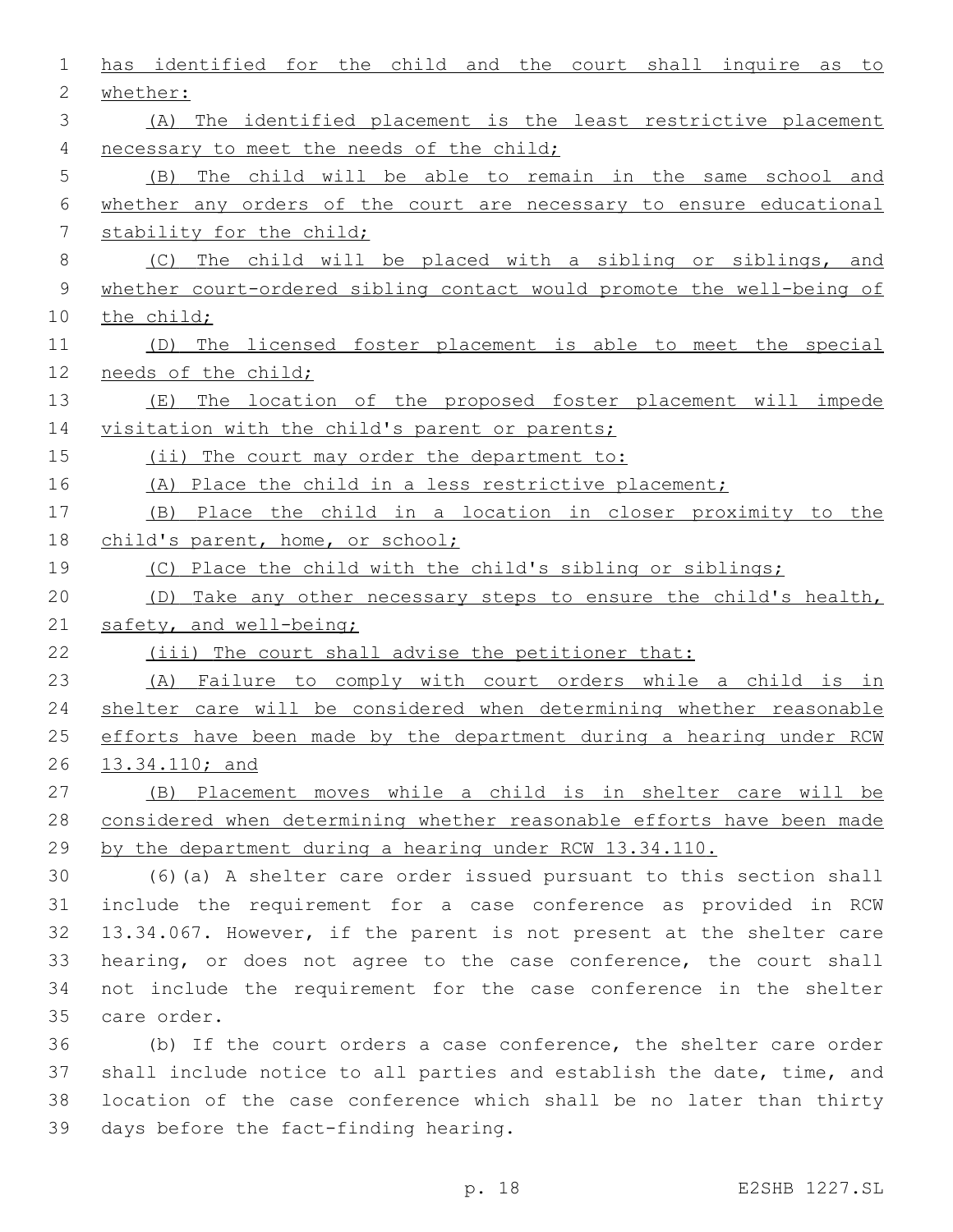has identified for the child and the court shall inquire as to whether:

(A) The identified placement is the least restrictive placement necessary to meet the needs of the child;

(B) The child will be able to remain in the same school and whether any orders of the court are necessary to ensure educational stability for the child;

(C) The child will be placed with a sibling or siblings, and whether court-ordered sibling contact would promote the well-being of the child;

(D) The licensed foster placement is able to meet the special needs of the child;

(E) The location of the proposed foster placement will impede visitation with the child's parent or parents;

(ii) The court may order the department to:

(A) Place the child in a less restrictive placement;

(B) Place the child in a location in closer proximity to the child's parent, home, or school;

(C) Place the child with the child's sibling or siblings;

(D) Take any other necessary steps to ensure the child's health, safety, and well-being;

(iii) The court shall advise the petitioner that:

(A) Failure to comply with court orders while a child is in shelter care will be considered when determining whether reasonable efforts have been made by the department during a hearing under RCW 13.34.110; and

(B) Placement moves while a child is in shelter care will be considered when determining whether reasonable efforts have been made by the department during a hearing under RCW 13.34.110.

(6)(a) A shelter care order issued pursuant to this section shall include the requirement for a case conference as provided in RCW 13.34.067. However, if the parent is not present at the shelter care hearing, or does not agree to the case conference, the court shall not include the requirement for the case conference in the shelter care order.

(b) If the court orders a case conference, the shelter care order shall include notice to all parties and establish the date, time, and location of the case conference which shall be no later than thirty days before the fact-finding hearing.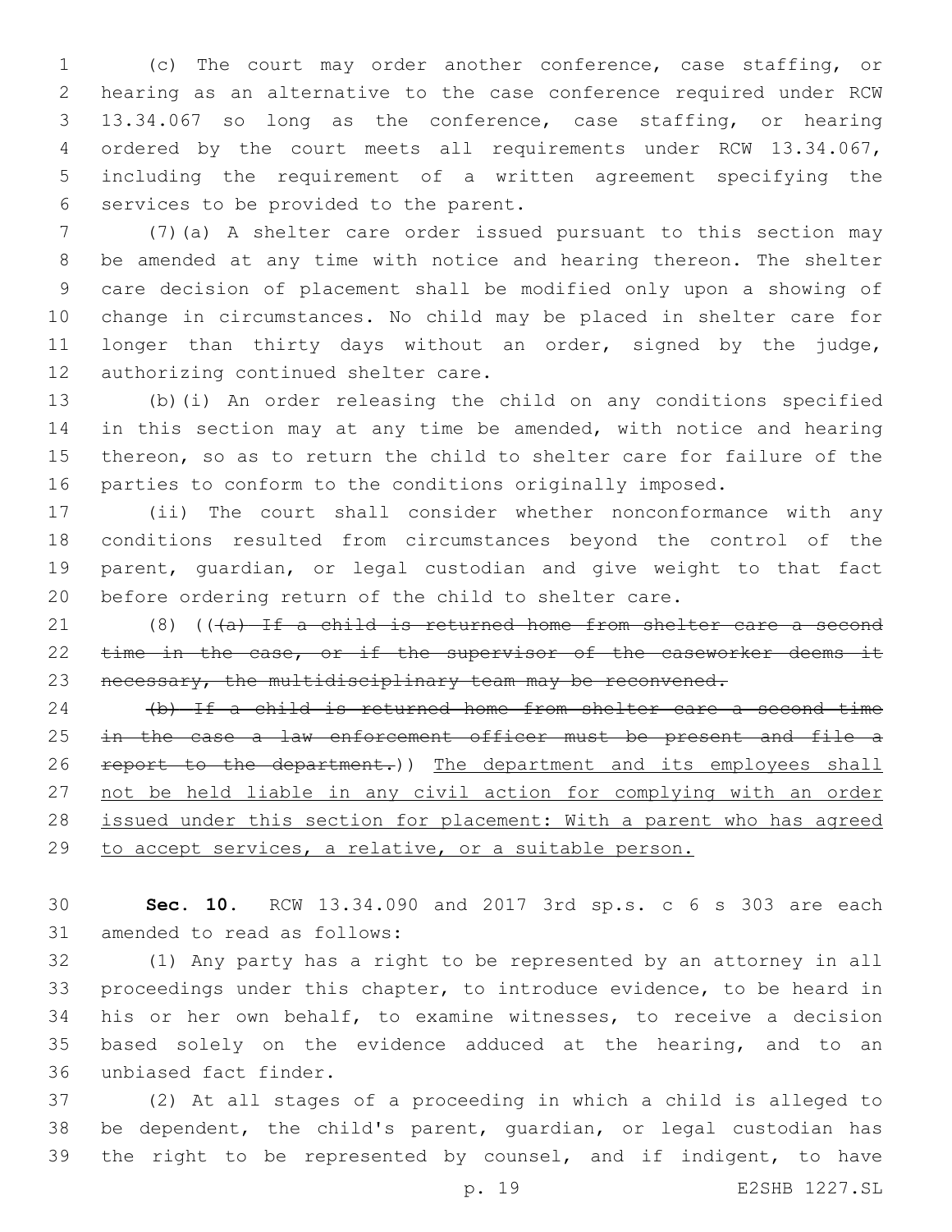(c) The court may order another conference, case staffing, or hearing as an alternative to the case conference required under RCW 13.34.067 so long as the conference, case staffing, or hearing ordered by the court meets all requirements under RCW 13.34.067, including the requirement of a written agreement specifying the services to be provided to the parent.

(7)(a) A shelter care order issued pursuant to this section may be amended at any time with notice and hearing thereon. The shelter care decision of placement shall be modified only upon a showing of change in circumstances. No child may be placed in shelter care for longer than thirty days without an order, signed by the judge, authorizing continued shelter care.

(b)(i) An order releasing the child on any conditions specified in this section may at any time be amended, with notice and hearing thereon, so as to return the child to shelter care for failure of the parties to conform to the conditions originally imposed.

(ii) The court shall consider whether nonconformance with any conditions resulted from circumstances beyond the control of the parent, guardian, or legal custodian and give weight to that fact before ordering return of the child to shelter care.

(8) ((~~(a) If a child is returned home from shelter care a second time in the case, or if the supervisor of the caseworker deems it necessary, the multidisciplinary team may be reconvened.~~

~~(b) If a child is returned home from shelter care a second time in the case a law enforcement officer must be present and file a report to the department.~~)) <u>The department and its employees shall not be held liable in any civil action for complying with an order issued under this section for placement: With a parent who has agreed to accept services, a relative, or a suitable person.</u>

**Sec. 10.** RCW 13.34.090 and 2017 3rd sp.s. c 6 s 303 are each amended to read as follows:

(1) Any party has a right to be represented by an attorney in all proceedings under this chapter, to introduce evidence, to be heard in his or her own behalf, to examine witnesses, to receive a decision based solely on the evidence adduced at the hearing, and to an unbiased fact finder.

(2) At all stages of a proceeding in which a child is alleged to be dependent, the child's parent, guardian, or legal custodian has the right to be represented by counsel, and if indigent, to have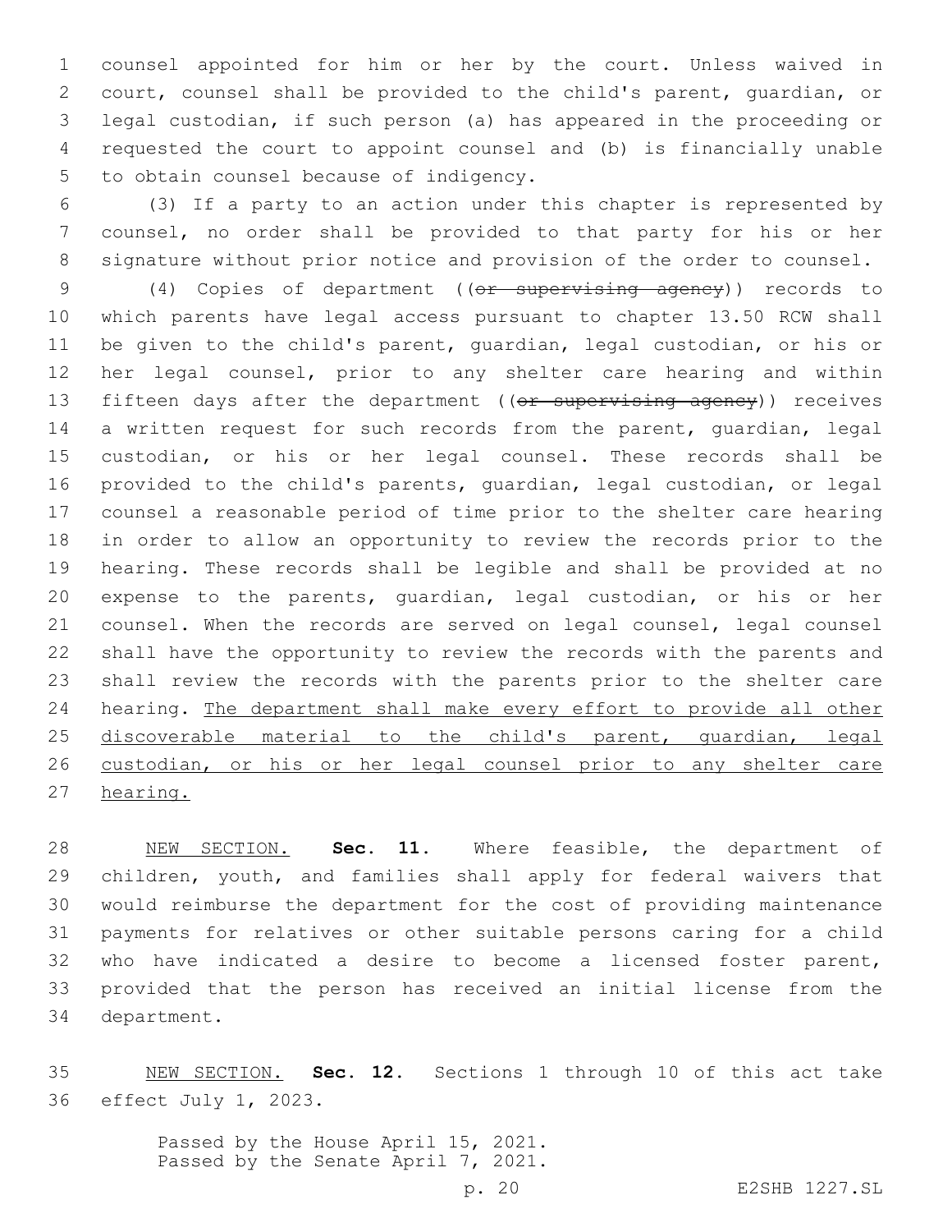counsel appointed for him or her by the court. Unless waived in court, counsel shall be provided to the child's parent, guardian, or legal custodian, if such person (a) has appeared in the proceeding or requested the court to appoint counsel and (b) is financially unable to obtain counsel because of indigency.

(3) If a party to an action under this chapter is represented by counsel, no order shall be provided to that party for his or her signature without prior notice and provision of the order to counsel.

(4) Copies of department ((~~or supervising agency~~)) records to which parents have legal access pursuant to chapter 13.50 RCW shall be given to the child's parent, guardian, legal custodian, or his or her legal counsel, prior to any shelter care hearing and within fifteen days after the department ((~~or supervising agency~~)) receives a written request for such records from the parent, guardian, legal custodian, or his or her legal counsel. These records shall be provided to the child's parents, guardian, legal custodian, or legal counsel a reasonable period of time prior to the shelter care hearing in order to allow an opportunity to review the records prior to the hearing. These records shall be legible and shall be provided at no expense to the parents, guardian, legal custodian, or his or her counsel. When the records are served on legal counsel, legal counsel shall have the opportunity to review the records with the parents and shall review the records with the parents prior to the shelter care hearing. <u>The department shall make every effort to provide all other discoverable material to the child's parent, guardian, legal custodian, or his or her legal counsel prior to any shelter care hearing.</u>

<u>NEW SECTION.</u> **Sec. 11.** Where feasible, the department of children, youth, and families shall apply for federal waivers that would reimburse the department for the cost of providing maintenance payments for relatives or other suitable persons caring for a child who have indicated a desire to become a licensed foster parent, provided that the person has received an initial license from the department.

<u>NEW SECTION.</u> **Sec. 12.** Sections 1 through 10 of this act take effect July 1, 2023.

Passed by the House April 15, 2021.
Passed by the Senate April 7, 2021.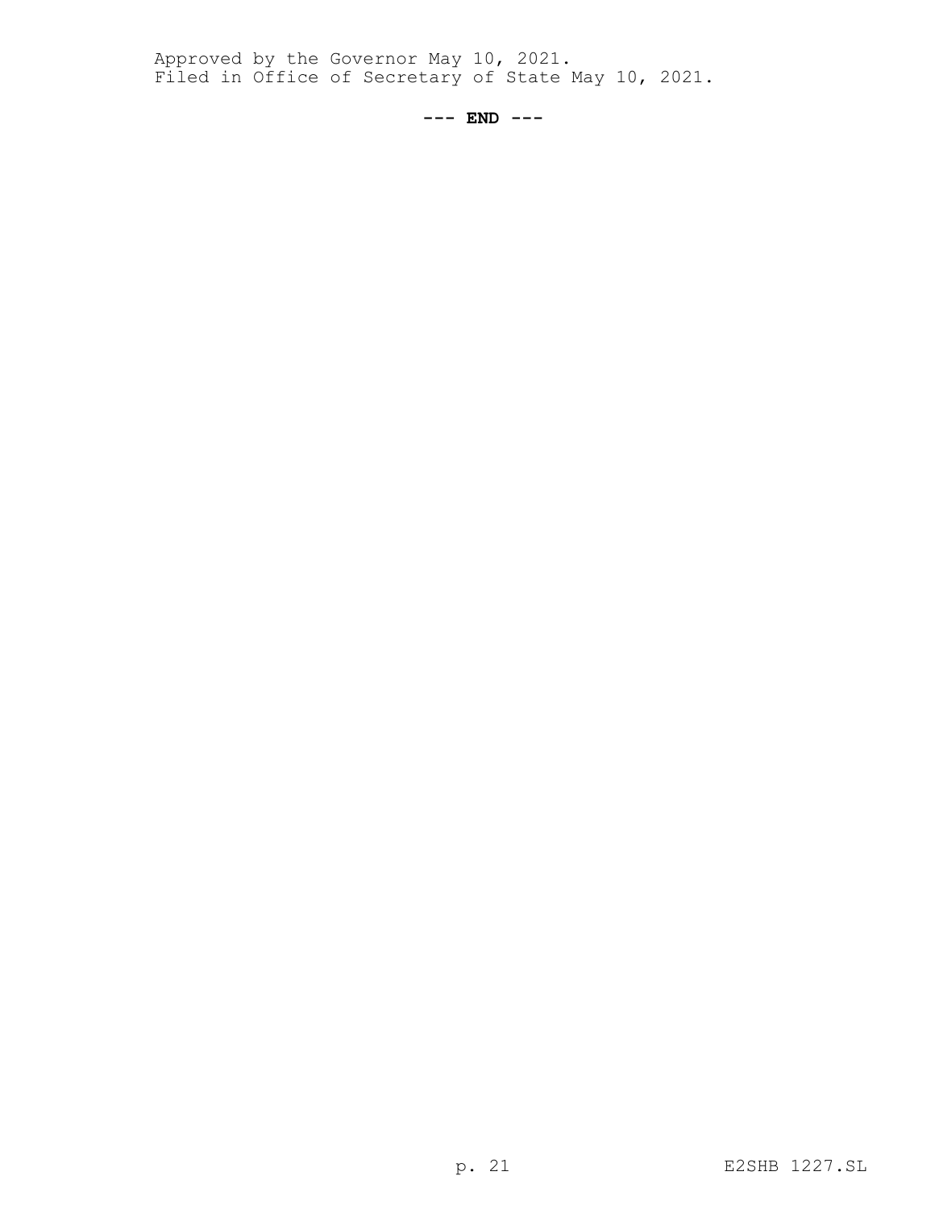Approved by the Governor May 10, 2021.
Filed in Office of Secretary of State May 10, 2021.

**--- END ---**